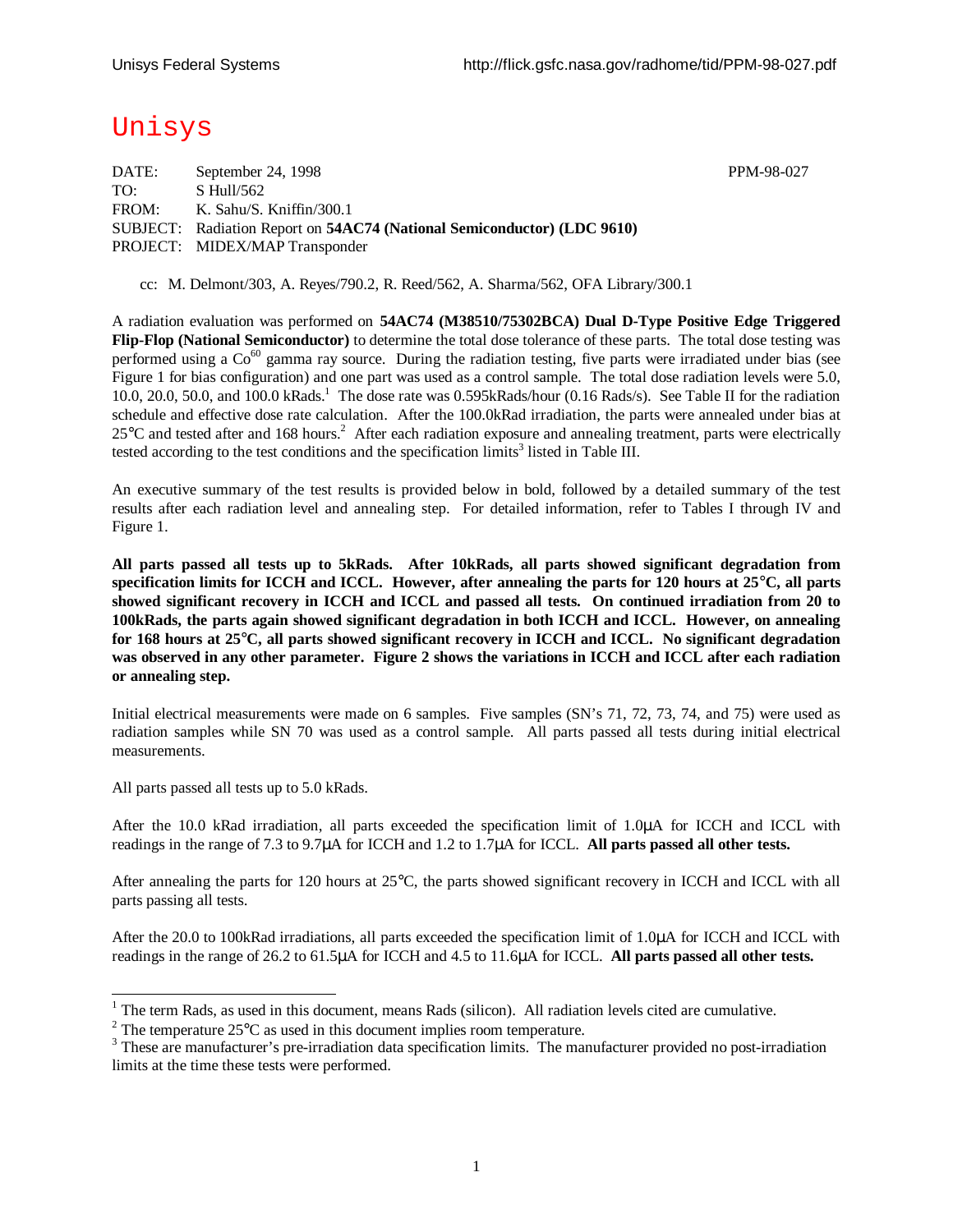# Unisys

DATE: September 24, 1998 PPM-98-027
TO: S Hull/562
FROM: K. Sahu/S. Kniffin/300.1
SUBJECT: Radiation Report on **54AC74 (National Semiconductor) (LDC 9610)**
PROJECT: MIDEX/MAP Transponder

cc: M. Delmont/303, A. Reyes/790.2, R. Reed/562, A. Sharma/562, OFA Library/300.1

A radiation evaluation was performed on **54AC74 (M38510/75302BCA) Dual D-Type Positive Edge Triggered Flip-Flop (National Semiconductor)** to determine the total dose tolerance of these parts. The total dose testing was performed using a $Co^{60}$ gamma ray source. During the radiation testing, five parts were irradiated under bias (see Figure 1 for bias configuration) and one part was used as a control sample. The total dose radiation levels were 5.0, 10.0, 20.0, 50.0, and 100.0 kRads.[1] The dose rate was 0.595kRads/hour (0.16 Rads/s). See Table II for the radiation schedule and effective dose rate calculation. After the 100.0kRad irradiation, the parts were annealed under bias at 25°C and tested after and 168 hours.[2] After each radiation exposure and annealing treatment, parts were electrically tested according to the test conditions and the specification limits[3] listed in Table III.

An executive summary of the test results is provided below in bold, followed by a detailed summary of the test results after each radiation level and annealing step. For detailed information, refer to Tables I through IV and Figure 1.

**All parts passed all tests up to 5kRads. After 10kRads, all parts showed significant degradation from specification limits for ICCH and ICCL. However, after annealing the parts for 120 hours at 25°C, all parts showed significant recovery in ICCH and ICCL and passed all tests. On continued irradiation from 20 to 100kRads, the parts again showed significant degradation in both ICCH and ICCL. However, on annealing for 168 hours at 25°C, all parts showed significant recovery in ICCH and ICCL. No significant degradation was observed in any other parameter. Figure 2 shows the variations in ICCH and ICCL after each radiation or annealing step.**

Initial electrical measurements were made on 6 samples. Five samples (SN's 71, 72, 73, 74, and 75) were used as radiation samples while SN 70 was used as a control sample. All parts passed all tests during initial electrical measurements.

All parts passed all tests up to 5.0 kRads.

After the 10.0 kRad irradiation, all parts exceeded the specification limit of 1.0µA for ICCH and ICCL with readings in the range of 7.3 to 9.7µA for ICCH and 1.2 to 1.7µA for ICCL. **All parts passed all other tests.**

After annealing the parts for 120 hours at 25°C, the parts showed significant recovery in ICCH and ICCL with all parts passing all tests.

After the 20.0 to 100kRad irradiations, all parts exceeded the specification limit of 1.0µA for ICCH and ICCL with readings in the range of 26.2 to 61.5µA for ICCH and 4.5 to 11.6µA for ICCL. **All parts passed all other tests.**

---

[1] The term Rads, as used in this document, means Rads (silicon). All radiation levels cited are cumulative.

[2] The temperature 25°C as used in this document implies room temperature.

[3] These are manufacturer's pre-irradiation data specification limits. The manufacturer provided no post-irradiation limits at the time these tests were performed.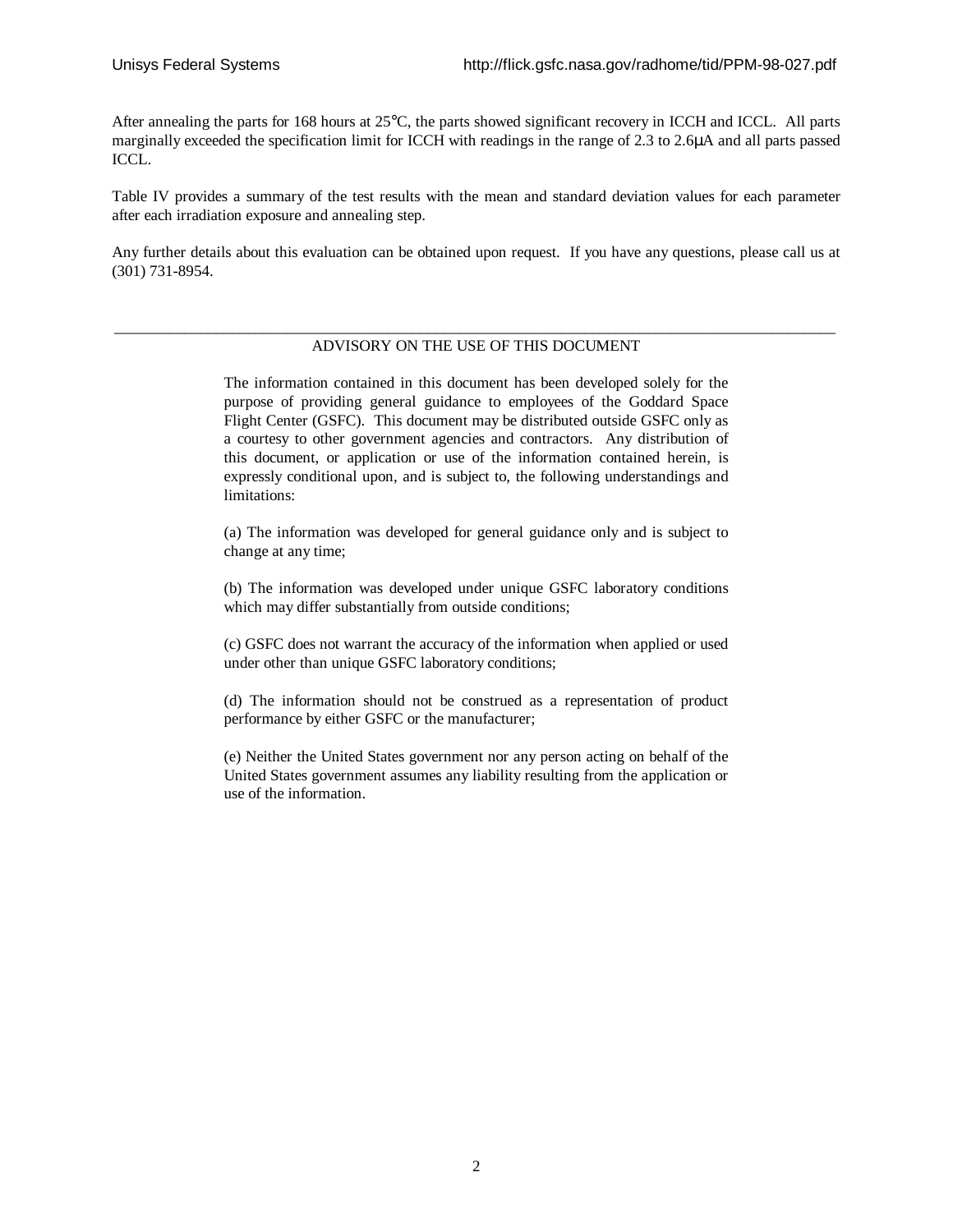After annealing the parts for 168 hours at 25°C, the parts showed significant recovery in ICCH and ICCL. All parts marginally exceeded the specification limit for ICCH with readings in the range of 2.3 to 2.6μA and all parts passed ICCL.

Table IV provides a summary of the test results with the mean and standard deviation values for each parameter after each irradiation exposure and annealing step.

Any further details about this evaluation can be obtained upon request. If you have any questions, please call us at (301) 731-8954.

---

ADVISORY ON THE USE OF THIS DOCUMENT

The information contained in this document has been developed solely for the purpose of providing general guidance to employees of the Goddard Space Flight Center (GSFC). This document may be distributed outside GSFC only as a courtesy to other government agencies and contractors. Any distribution of this document, or application or use of the information contained herein, is expressly conditional upon, and is subject to, the following understandings and limitations:

(a) The information was developed for general guidance only and is subject to change at any time;

(b) The information was developed under unique GSFC laboratory conditions which may differ substantially from outside conditions;

(c) GSFC does not warrant the accuracy of the information when applied or used under other than unique GSFC laboratory conditions;

(d) The information should not be construed as a representation of product performance by either GSFC or the manufacturer;

(e) Neither the United States government nor any person acting on behalf of the United States government assumes any liability resulting from the application or use of the information.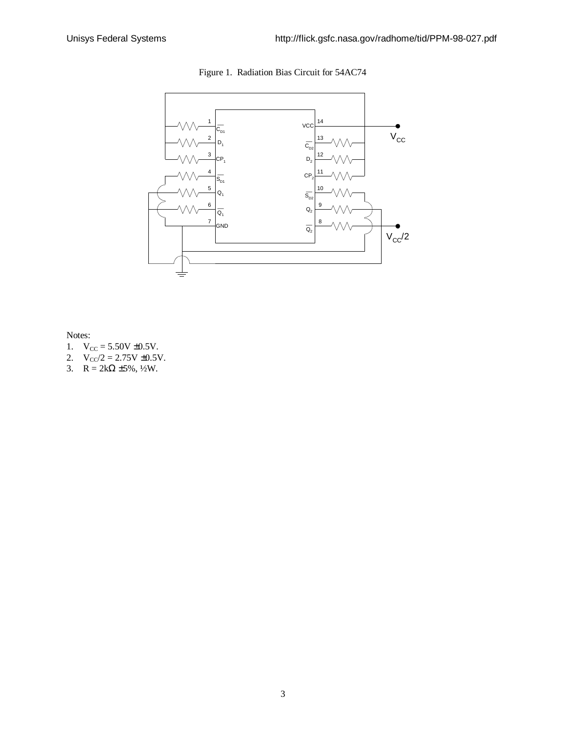Figure 1. Radiation Bias Circuit for 54AC74

Notes:

1. $V_{CC}$ = 5.50V ±0.5V.
2. $V_{CC}/2$ = 2.75V ±0.5V.
3. R = 2kΩ ±5%, ½W.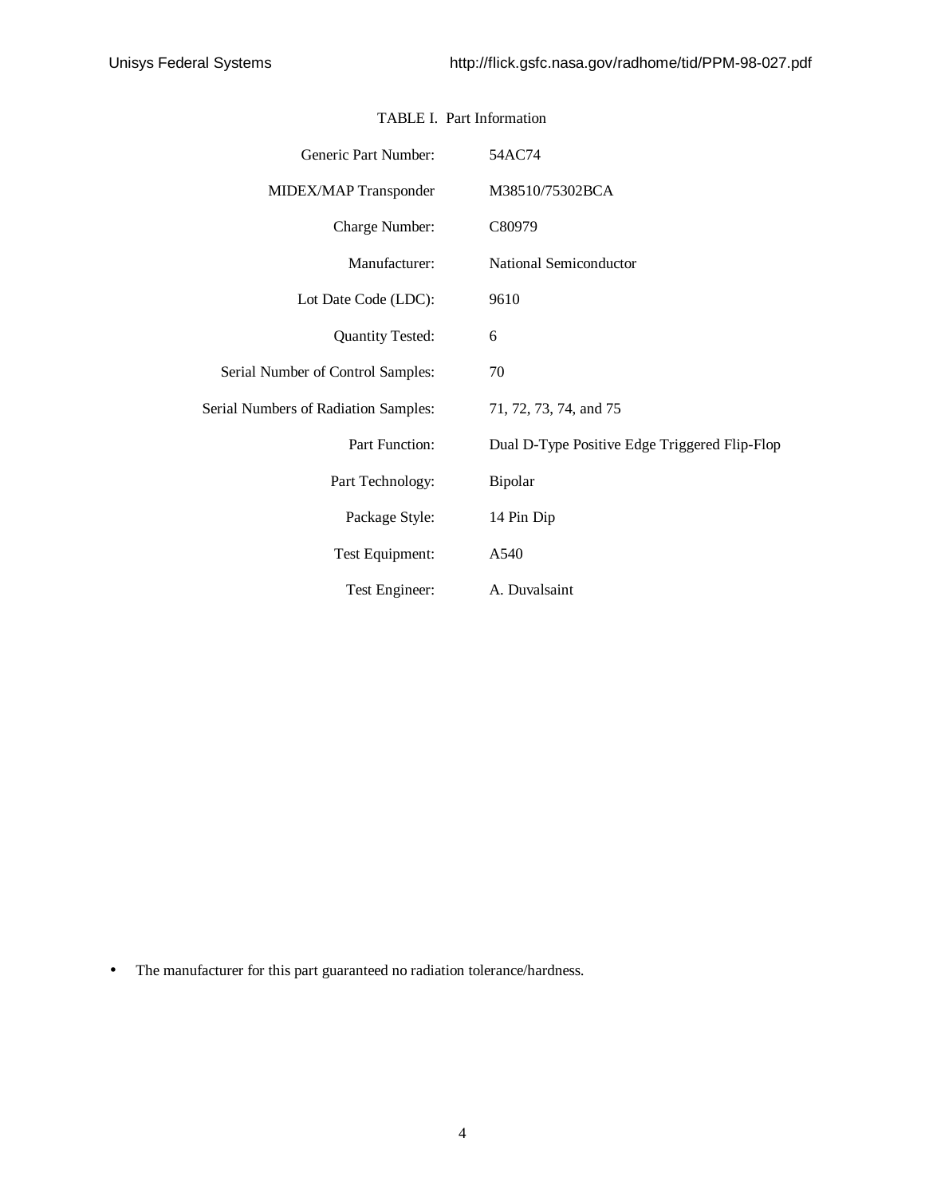TABLE I. Part Information

| | |
|---|---|
| Generic Part Number: | 54AC74 |
| MIDEX/MAP Transponder | M38510/75302BCA |
| Charge Number: | C80979 |
| Manufacturer: | National Semiconductor |
| Lot Date Code (LDC): | 9610 |
| Quantity Tested: | 6 |
| Serial Number of Control Samples: | 70 |
| Serial Numbers of Radiation Samples: | 71, 72, 73, 74, and 75 |
| Part Function: | Dual D-Type Positive Edge Triggered Flip-Flop |
| Part Technology: | Bipolar |
| Package Style: | 14 Pin Dip |
| Test Equipment: | A540 |
| Test Engineer: | A. Duvalsaint |

- The manufacturer for this part guaranteed no radiation tolerance/hardness.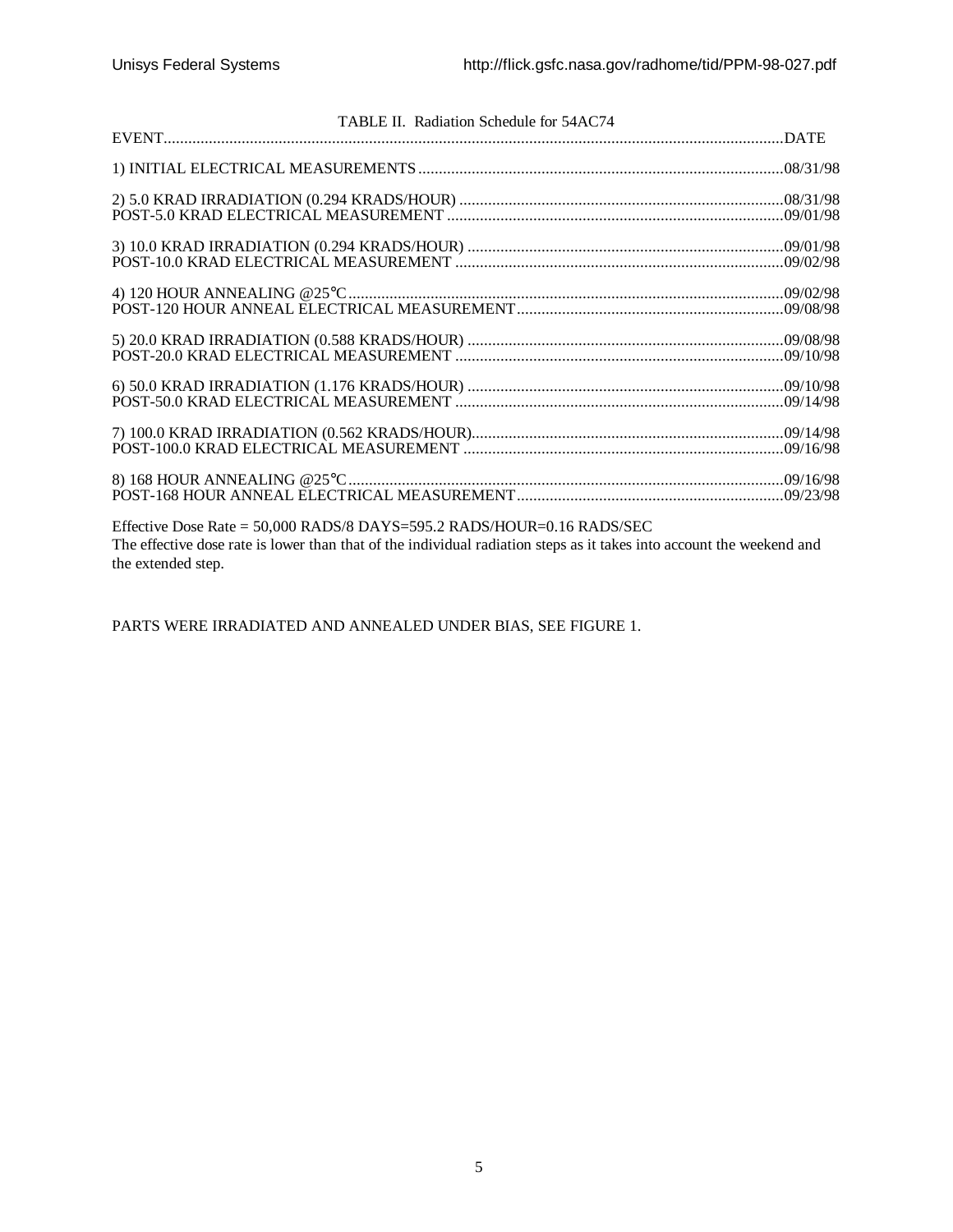TABLE II. Radiation Schedule for 54AC74

| EVENT | DATE |
|---|---|
| 1) INITIAL ELECTRICAL MEASUREMENTS | 08/31/98 |
| 2) 5.0 KRAD IRRADIATION (0.294 KRADS/HOUR) | 08/31/98 |
| POST-5.0 KRAD ELECTRICAL MEASUREMENT | 09/01/98 |
| 3) 10.0 KRAD IRRADIATION (0.294 KRADS/HOUR) | 09/01/98 |
| POST-10.0 KRAD ELECTRICAL MEASUREMENT | 09/02/98 |
| 4) 120 HOUR ANNEALING @25°C | 09/02/98 |
| POST-120 HOUR ANNEAL ELECTRICAL MEASUREMENT | 09/08/98 |
| 5) 20.0 KRAD IRRADIATION (0.588 KRADS/HOUR) | 09/08/98 |
| POST-20.0 KRAD ELECTRICAL MEASUREMENT | 09/10/98 |
| 6) 50.0 KRAD IRRADIATION (1.176 KRADS/HOUR) | 09/10/98 |
| POST-50.0 KRAD ELECTRICAL MEASUREMENT | 09/14/98 |
| 7) 100.0 KRAD IRRADIATION (0.562 KRADS/HOUR) | 09/14/98 |
| POST-100.0 KRAD ELECTRICAL MEASUREMENT | 09/16/98 |
| 8) 168 HOUR ANNEALING @25°C | 09/16/98 |
| POST-168 HOUR ANNEAL ELECTRICAL MEASUREMENT | 09/23/98 |

Effective Dose Rate = 50,000 RADS/8 DAYS=595.2 RADS/HOUR=0.16 RADS/SEC
The effective dose rate is lower than that of the individual radiation steps as it takes into account the weekend and the extended step.

PARTS WERE IRRADIATED AND ANNEALED UNDER BIAS, SEE FIGURE 1.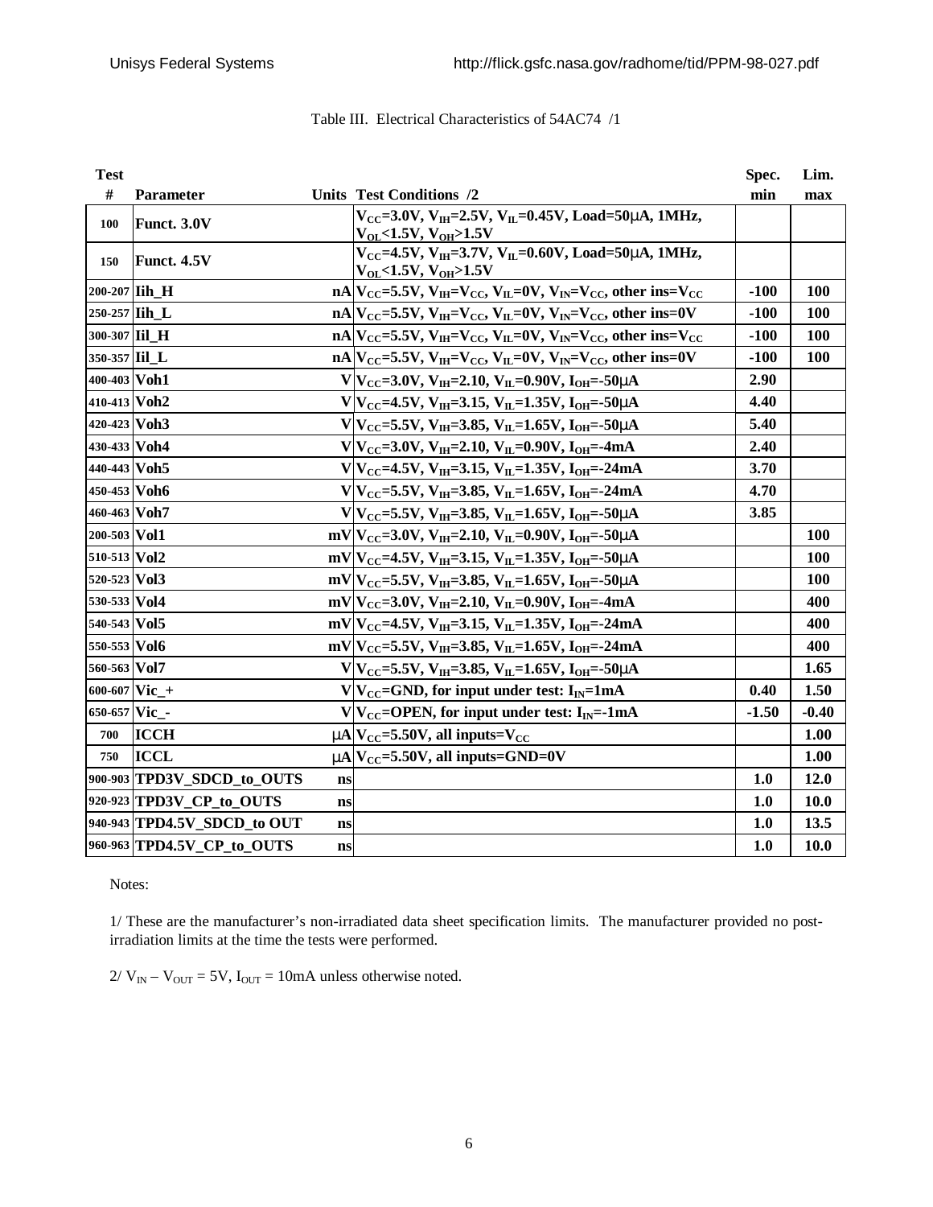Table III. Electrical Characteristics of 54AC74 /1

| Test # | Parameter | Units | Test Conditions /2 | Spec. min | Lim. max |
|---|---|---|---|---|---|
| 100 | Funct. 3.0V | | $V_{CC}$=3.0V, $V_{IH}$=2.5V, $V_{IL}$=0.45V, Load=50μA, 1MHz, $V_{OL}$<1.5V, $V_{OH}$>1.5V | | |
| 150 | Funct. 4.5V | | $V_{CC}$=4.5V, $V_{IH}$=3.7V, $V_{IL}$=0.60V, Load=50μA, 1MHz, $V_{OL}$<1.5V, $V_{OH}$>1.5V | | |
| 200-207 | Iih_H | nA | $V_{CC}$=5.5V, $V_{IH}$=$V_{CC}$, $V_{IL}$=0V, $V_{IN}$=$V_{CC}$, other ins=$V_{CC}$ | -100 | 100 |
| 250-257 | Iih_L | nA | $V_{CC}$=5.5V, $V_{IH}$=$V_{CC}$, $V_{IL}$=0V, $V_{IN}$=$V_{CC}$, other ins=0V | -100 | 100 |
| 300-307 | Iil_H | nA | $V_{CC}$=5.5V, $V_{IH}$=$V_{CC}$, $V_{IL}$=0V, $V_{IN}$=$V_{CC}$, other ins=$V_{CC}$ | -100 | 100 |
| 350-357 | Iil_L | nA | $V_{CC}$=5.5V, $V_{IH}$=$V_{CC}$, $V_{IL}$=0V, $V_{IN}$=$V_{CC}$, other ins=0V | -100 | 100 |
| 400-403 | Voh1 | V | $V_{CC}$=3.0V, $V_{IH}$=2.10, $V_{IL}$=0.90V, $I_{OH}$=-50μA | 2.90 | |
| 410-413 | Voh2 | V | $V_{CC}$=4.5V, $V_{IH}$=3.15, $V_{IL}$=1.35V, $I_{OH}$=-50μA | 4.40 | |
| 420-423 | Voh3 | V | $V_{CC}$=5.5V, $V_{IH}$=3.85, $V_{IL}$=1.65V, $I_{OH}$=-50μA | 5.40 | |
| 430-433 | Voh4 | V | $V_{CC}$=3.0V, $V_{IH}$=2.10, $V_{IL}$=0.90V, $I_{OH}$=-4mA | 2.40 | |
| 440-443 | Voh5 | V | $V_{CC}$=4.5V, $V_{IH}$=3.15, $V_{IL}$=1.35V, $I_{OH}$=-24mA | 3.70 | |
| 450-453 | Voh6 | V | $V_{CC}$=5.5V, $V_{IH}$=3.85, $V_{IL}$=1.65V, $I_{OH}$=-24mA | 4.70 | |
| 460-463 | Voh7 | V | $V_{CC}$=5.5V, $V_{IH}$=3.85, $V_{IL}$=1.65V, $I_{OH}$=-50μA | 3.85 | |
| 200-503 | Vol1 | mV | $V_{CC}$=3.0V, $V_{IH}$=2.10, $V_{IL}$=0.90V, $I_{OH}$=-50μA | | 100 |
| 510-513 | Vol2 | mV | $V_{CC}$=4.5V, $V_{IH}$=3.15, $V_{IL}$=1.35V, $I_{OH}$=-50μA | | 100 |
| 520-523 | Vol3 | mV | $V_{CC}$=5.5V, $V_{IH}$=3.85, $V_{IL}$=1.65V, $I_{OH}$=-50μA | | 100 |
| 530-533 | Vol4 | mV | $V_{CC}$=3.0V, $V_{IH}$=2.10, $V_{IL}$=0.90V, $I_{OH}$=-4mA | | 400 |
| 540-543 | Vol5 | mV | $V_{CC}$=4.5V, $V_{IH}$=3.15, $V_{IL}$=1.35V, $I_{OH}$=-24mA | | 400 |
| 550-553 | Vol6 | mV | $V_{CC}$=5.5V, $V_{IH}$=3.85, $V_{IL}$=1.65V, $I_{OH}$=-24mA | | 400 |
| 560-563 | Vol7 | V | $V_{CC}$=5.5V, $V_{IH}$=3.85, $V_{IL}$=1.65V, $I_{OH}$=-50μA | | 1.65 |
| 600-607 | Vic_+ | V | $V_{CC}$=GND, for input under test: $I_{IN}$=1mA | 0.40 | 1.50 |
| 650-657 | Vic_- | V | $V_{CC}$=OPEN, for input under test: $I_{IN}$=-1mA | -1.50 | -0.40 |
| 700 | ICCH | μA | $V_{CC}$=5.50V, all inputs=$V_{CC}$ | | 1.00 |
| 750 | ICCL | μA | $V_{CC}$=5.50V, all inputs=GND=0V | | 1.00 |
| 900-903 | TPD3V_SDCD_to_OUTS | ns | | 1.0 | 12.0 |
| 920-923 | TPD3V_CP_to_OUTS | ns | | 1.0 | 10.0 |
| 940-943 | TPD4.5V_SDCD_to OUT | ns | | 1.0 | 13.5 |
| 960-963 | TPD4.5V_CP_to_OUTS | ns | | 1.0 | 10.0 |

Notes:

1/ These are the manufacturer's non-irradiated data sheet specification limits. The manufacturer provided no post-irradiation limits at the time the tests were performed.

2/ $V_{IN}$ – $V_{OUT}$ = 5V, $I_{OUT}$ = 10mA unless otherwise noted.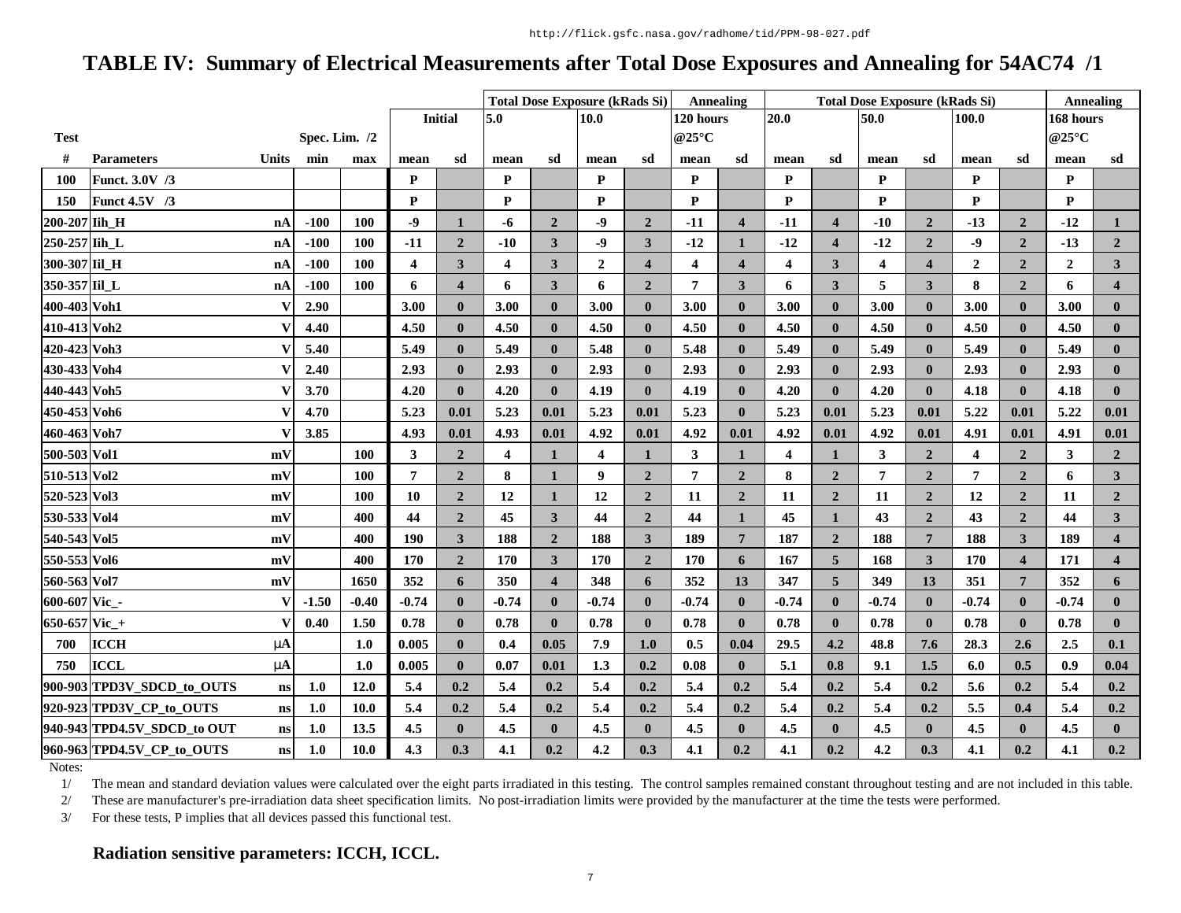http://flick.gsfc.nasa.gov/radhome/tid/PPM-98-027.pdf

# TABLE IV: Summary of Electrical Measurements after Total Dose Exposures and Annealing for 54AC74 /1

| | | | | | | | Total Dose Exposure (kRads Si) | | | | Annealing | | Total Dose Exposure (kRads Si) | | | | | | Annealing | |
|---|---|---|---|---|---|---|---|---|---|---|---|---|---|---|---|---|---|---|---|---|
| | | | | | Initial | | 5.0 | | 10.0 | | 120 hours | | 20.0 | | 50.0 | | 100.0 | | 168 hours | |
| Test | | | Spec. Lim. /2 | | | | | | | | @25°C | | | | | | | | @25°C | |
| # | Parameters | Units | min | max | mean | sd | mean | sd | mean | sd | mean | sd | mean | sd | mean | sd | mean | sd | mean | sd |
| 100 | Funct. 3.0V /3 | | | | P | | P | | P | | P | | P | | P | | P | | P | |
| 150 | Funct 4.5V /3 | | | | P | | P | | P | | P | | P | | P | | P | | P | |
| 200-207 | Iih_H | nA | -100 | 100 | -9 | 1 | -6 | 2 | -9 | 2 | -11 | 4 | -11 | 4 | -10 | 2 | -13 | 2 | -12 | 1 |
| 250-257 | Iih_L | nA | -100 | 100 | -11 | 2 | -10 | 3 | -9 | 3 | -12 | 1 | -12 | 4 | -12 | 2 | -9 | 2 | -13 | 2 |
| 300-307 | Iil_H | nA | -100 | 100 | 4 | 3 | 4 | 3 | 2 | 4 | 4 | 4 | 4 | 3 | 4 | 4 | 2 | 2 | 2 | 3 |
| 350-357 | Iil_L | nA | -100 | 100 | 6 | 4 | 6 | 3 | 6 | 2 | 7 | 3 | 6 | 3 | 5 | 3 | 8 | 2 | 6 | 4 |
| 400-403 | Voh1 | V | 2.90 | | 3.00 | 0 | 3.00 | 0 | 3.00 | 0 | 3.00 | 0 | 3.00 | 0 | 3.00 | 0 | 3.00 | 0 | 3.00 | 0 |
| 410-413 | Voh2 | V | 4.40 | | 4.50 | 0 | 4.50 | 0 | 4.50 | 0 | 4.50 | 0 | 4.50 | 0 | 4.50 | 0 | 4.50 | 0 | 4.50 | 0 |
| 420-423 | Voh3 | V | 5.40 | | 5.49 | 0 | 5.49 | 0 | 5.48 | 0 | 5.48 | 0 | 5.49 | 0 | 5.49 | 0 | 5.49 | 0 | 5.49 | 0 |
| 430-433 | Voh4 | V | 2.40 | | 2.93 | 0 | 2.93 | 0 | 2.93 | 0 | 2.93 | 0 | 2.93 | 0 | 2.93 | 0 | 2.93 | 0 | 2.93 | 0 |
| 440-443 | Voh5 | V | 3.70 | | 4.20 | 0 | 4.20 | 0 | 4.19 | 0 | 4.19 | 0 | 4.20 | 0 | 4.20 | 0 | 4.18 | 0 | 4.18 | 0 |
| 450-453 | Voh6 | V | 4.70 | | 5.23 | 0.01 | 5.23 | 0.01 | 5.23 | 0.01 | 5.23 | 0 | 5.23 | 0.01 | 5.23 | 0.01 | 5.22 | 0.01 | 5.22 | 0.01 |
| 460-463 | Voh7 | V | 3.85 | | 4.93 | 0.01 | 4.93 | 0.01 | 4.92 | 0.01 | 4.92 | 0.01 | 4.92 | 0.01 | 4.92 | 0.01 | 4.91 | 0.01 | 4.91 | 0.01 |
| 500-503 | Vol1 | mV | | 100 | 3 | 2 | 4 | 1 | 4 | 1 | 3 | 1 | 4 | 1 | 3 | 2 | 4 | 2 | 3 | 2 |
| 510-513 | Vol2 | mV | | 100 | 7 | 2 | 8 | 1 | 9 | 2 | 7 | 2 | 8 | 2 | 7 | 2 | 7 | 2 | 6 | 3 |
| 520-523 | Vol3 | mV | | 100 | 10 | 2 | 12 | 1 | 12 | 2 | 11 | 2 | 11 | 2 | 11 | 2 | 12 | 2 | 11 | 2 |
| 530-533 | Vol4 | mV | | 400 | 44 | 2 | 45 | 3 | 44 | 2 | 44 | 1 | 45 | 1 | 43 | 2 | 43 | 2 | 44 | 3 |
| 540-543 | Vol5 | mV | | 400 | 190 | 3 | 188 | 2 | 188 | 3 | 189 | 7 | 187 | 2 | 188 | 7 | 188 | 3 | 189 | 4 |
| 550-553 | Vol6 | mV | | 400 | 170 | 2 | 170 | 3 | 170 | 2 | 170 | 6 | 167 | 5 | 168 | 3 | 170 | 4 | 171 | 4 |
| 560-563 | Vol7 | mV | | 1650 | 352 | 6 | 350 | 4 | 348 | 6 | 352 | 13 | 347 | 5 | 349 | 13 | 351 | 7 | 352 | 6 |
| 600-607 | Vic_- | V | -1.50 | -0.40 | -0.74 | 0 | -0.74 | 0 | -0.74 | 0 | -0.74 | 0 | -0.74 | 0 | -0.74 | 0 | -0.74 | 0 | -0.74 | 0 |
| 650-657 | Vic_+ | V | 0.40 | 1.50 | 0.78 | 0 | 0.78 | 0 | 0.78 | 0 | 0.78 | 0 | 0.78 | 0 | 0.78 | 0 | 0.78 | 0 | 0.78 | 0 |
| 700 | ICCH | μA | | 1.0 | 0.005 | 0 | 0.4 | 0.05 | 7.9 | 1.0 | 0.5 | 0.04 | 29.5 | 4.2 | 48.8 | 7.6 | 28.3 | 2.6 | 2.5 | 0.1 |
| 750 | ICCL | μA | | 1.0 | 0.005 | 0 | 0.07 | 0.01 | 1.3 | 0.2 | 0.08 | 0 | 5.1 | 0.8 | 9.1 | 1.5 | 6.0 | 0.5 | 0.9 | 0.04 |
| 900-903 | TPD3V_SDCD_to_OUTS | ns | 1.0 | 12.0 | 5.4 | 0.2 | 5.4 | 0.2 | 5.4 | 0.2 | 5.4 | 0.2 | 5.4 | 0.2 | 5.4 | 0.2 | 5.6 | 0.2 | 5.4 | 0.2 |
| 920-923 | TPD3V_CP_to_OUTS | ns | 1.0 | 10.0 | 5.4 | 0.2 | 5.4 | 0.2 | 5.4 | 0.2 | 5.4 | 0.2 | 5.4 | 0.2 | 5.4 | 0.2 | 5.5 | 0.4 | 5.4 | 0.2 |
| 940-943 | TPD4.5V_SDCD_to OUT | ns | 1.0 | 13.5 | 4.5 | 0 | 4.5 | 0 | 4.5 | 0 | 4.5 | 0 | 4.5 | 0 | 4.5 | 0 | 4.5 | 0 | 4.5 | 0 |
| 960-963 | TPD4.5V_CP_to_OUTS | ns | 1.0 | 10.0 | 4.3 | 0.3 | 4.1 | 0.2 | 4.2 | 0.3 | 4.1 | 0.2 | 4.1 | 0.2 | 4.2 | 0.3 | 4.1 | 0.2 | 4.1 | 0.2 |

Notes:

1/ The mean and standard deviation values were calculated over the eight parts irradiated in this testing. The control samples remained constant throughout testing and are not included in this table.

2/ These are manufacturer's pre-irradiation data sheet specification limits. No post-irradiation limits were provided by the manufacturer at the time the tests were performed.

3/ For these tests, P implies that all devices passed this functional test.

**Radiation sensitive parameters: ICCH, ICCL.**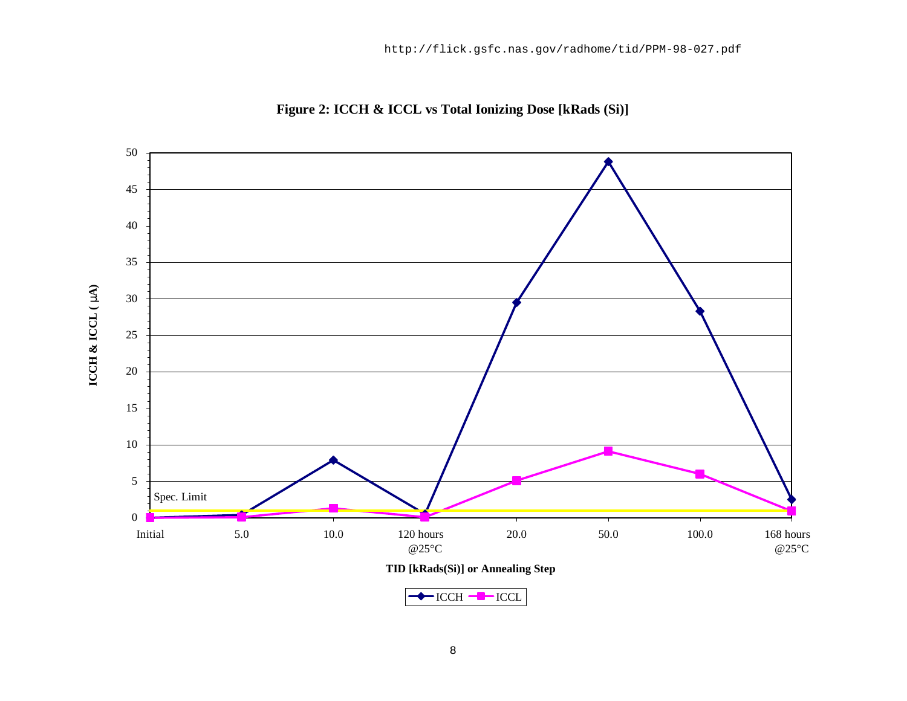http://flick.gsfc.nas.gov/radhome/tid/PPM-98-027.pdf

**Figure 2: ICCH & ICCL vs Total Ionizing Dose [kRads (Si)]**

ICCH & ICCL ( μA)

50
45
40
35
30
25
20
15
10
5
0

Spec. Limit

Initial
5.0
10.0
120 hours @25°C
20.0
50.0
100.0
168 hours @25°C

TID [kRads(Si)] or Annealing Step

ICCH ICCL